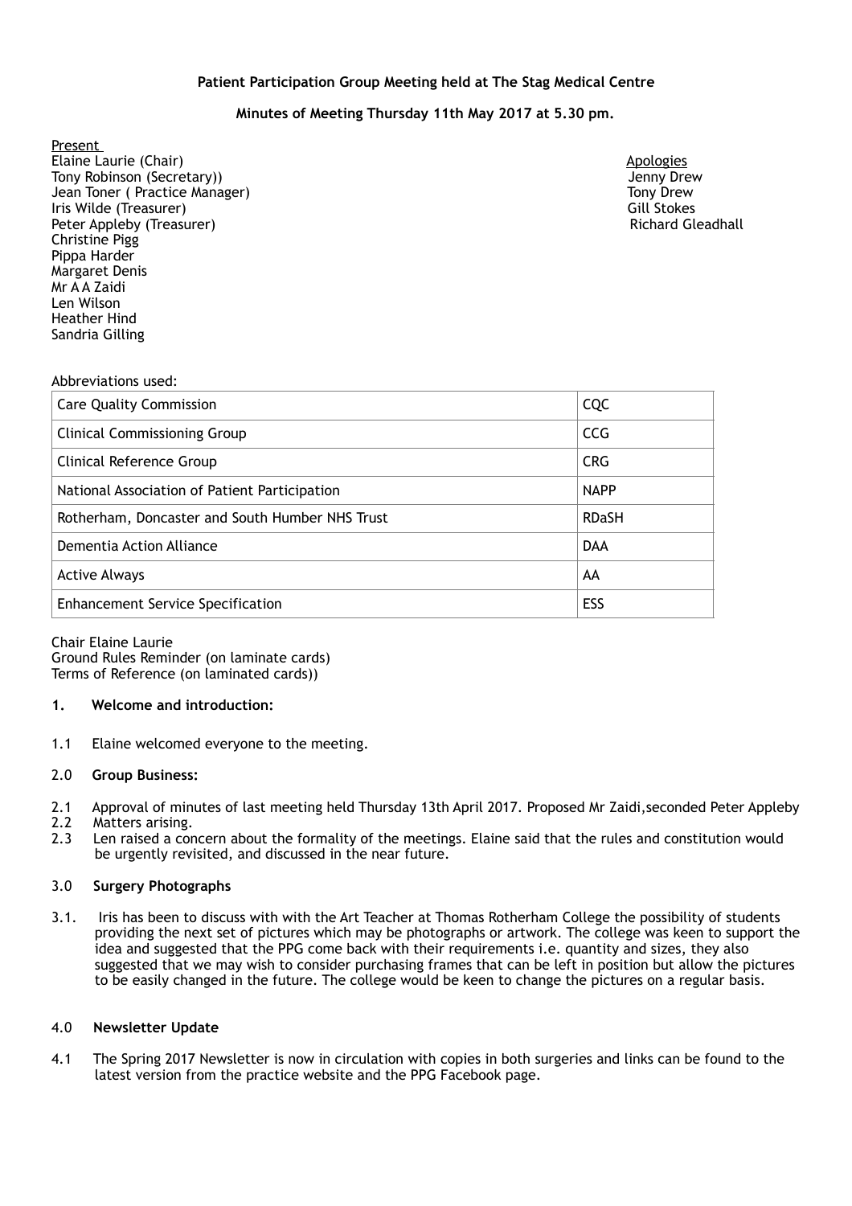**Patient Participation Group Meeting held at The Stag Medical Centre**

**Minutes of Meeting Thursday 11th May 2017 at 5.30 pm.**

Present
Elaine Laurie (Chair)
Tony Robinson (Secretary))
Jean Toner ( Practice Manager)
Iris Wilde (Treasurer)
Peter Appleby (Treasurer)
Christine Pigg
Pippa Harder
Margaret Denis
Mr A A Zaidi
Len Wilson
Heather Hind
Sandria Gilling

Apologies
Jenny Drew
Tony Drew
Gill Stokes
Richard Gleadhall

Abbreviations used:

| | |
|---|---|
| Care Quality Commission | CQC |
| Clinical Commissioning Group | CCG |
| Clinical Reference Group | CRG |
| National Association of Patient Participation | NAPP |
| Rotherham, Doncaster and South Humber NHS Trust | RDaSH |
| Dementia Action Alliance | DAA |
| Active Always | AA |
| Enhancement Service Specification | ESS |

Chair Elaine Laurie
Ground Rules Reminder (on laminate cards)
Terms of Reference (on laminated cards))

**1. Welcome and introduction:**

1.1 Elaine welcomed everyone to the meeting.

2.0 **Group Business:**

2.1 Approval of minutes of last meeting held Thursday 13th April 2017. Proposed Mr Zaidi,seconded Peter Appleby
2.2 Matters arising.
2.3 Len raised a concern about the formality of the meetings. Elaine said that the rules and constitution would be urgently revisited, and discussed in the near future.

3.0 **Surgery Photographs**

3.1. Iris has been to discuss with with the Art Teacher at Thomas Rotherham College the possibility of students providing the next set of pictures which may be photographs or artwork. The college was keen to support the idea and suggested that the PPG come back with their requirements i.e. quantity and sizes, they also suggested that we may wish to consider purchasing frames that can be left in position but allow the pictures to be easily changed in the future. The college would be keen to change the pictures on a regular basis.

4.0 **Newsletter Update**

4.1 The Spring 2017 Newsletter is now in circulation with copies in both surgeries and links can be found to the latest version from the practice website and the PPG Facebook page.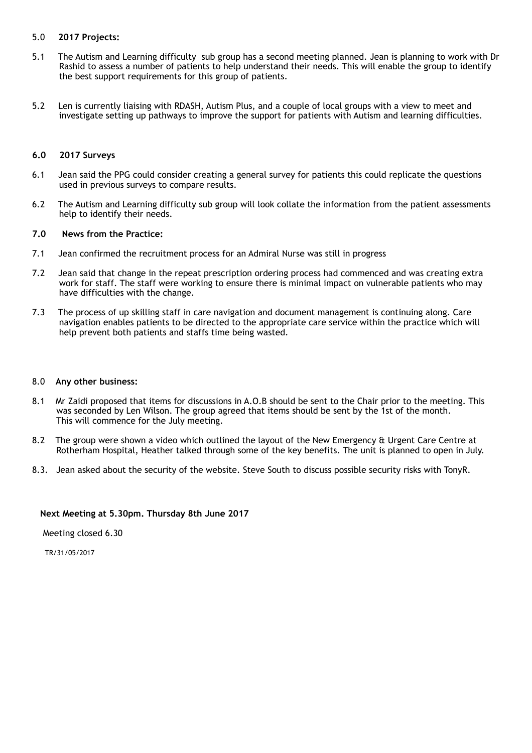5.0 **2017 Projects:**

5.1 The Autism and Learning difficulty sub group has a second meeting planned. Jean is planning to work with Dr Rashid to assess a number of patients to help understand their needs. This will enable the group to identify the best support requirements for this group of patients.

5.2 Len is currently liaising with RDASH, Autism Plus, and a couple of local groups with a view to meet and investigate setting up pathways to improve the support for patients with Autism and learning difficulties.

**6.0 2017 Surveys**

6.1 Jean said the PPG could consider creating a general survey for patients this could replicate the questions used in previous surveys to compare results.

6.2 The Autism and Learning difficulty sub group will look collate the information from the patient assessments help to identify their needs.

**7.0 News from the Practice:**

7.1 Jean confirmed the recruitment process for an Admiral Nurse was still in progress

7.2 Jean said that change in the repeat prescription ordering process had commenced and was creating extra work for staff. The staff were working to ensure there is minimal impact on vulnerable patients who may have difficulties with the change.

7.3 The process of up skilling staff in care navigation and document management is continuing along. Care navigation enables patients to be directed to the appropriate care service within the practice which will help prevent both patients and staffs time being wasted.

8.0 **Any other business:**

8.1 Mr Zaidi proposed that items for discussions in A.O.B should be sent to the Chair prior to the meeting. This was seconded by Len Wilson. The group agreed that items should be sent by the 1st of the month. This will commence for the July meeting.

8.2 The group were shown a video which outlined the layout of the New Emergency & Urgent Care Centre at Rotherham Hospital, Heather talked through some of the key benefits. The unit is planned to open in July.

8.3. Jean asked about the security of the website. Steve South to discuss possible security risks with TonyR.

**Next Meeting at 5.30pm. Thursday 8th June 2017**

Meeting closed 6.30

TR/31/05/2017